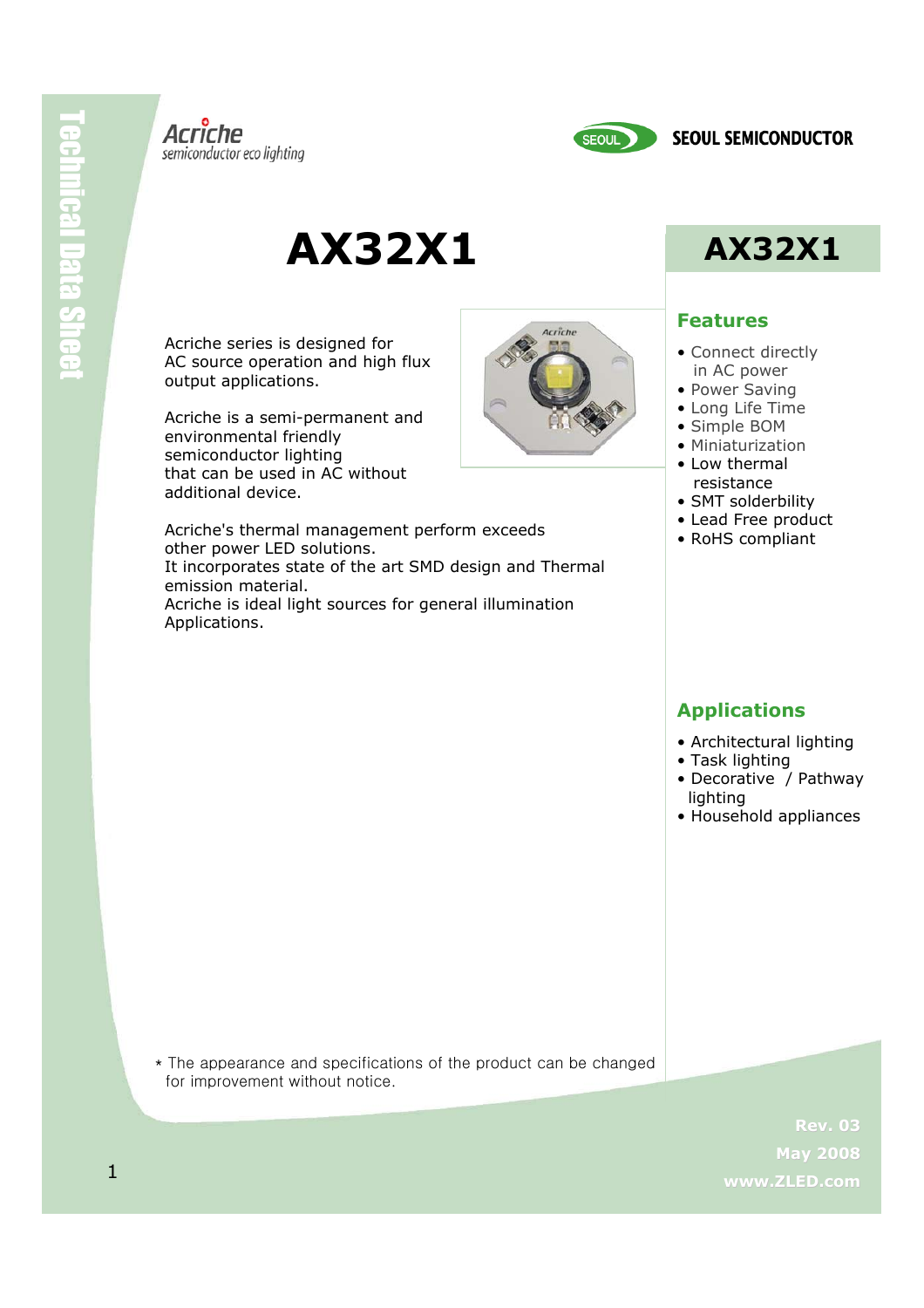Acriche
semiconductor eco lighting

SEOUL SEMICONDUCTOR

# AX32X1

Acriche series is designed for AC source operation and high flux output applications.

Acriche is a semi-permanent and environmental friendly semiconductor lighting that can be used in AC without additional device.

Acriche's thermal management perform exceeds other power LED solutions.
It incorporates state of the art SMD design and Thermal emission material.
Acriche is ideal light sources for general illumination Applications.

## AX32X1

### Features

- Connect directly in AC power
- Power Saving
- Long Life Time
- Simple BOM
- Miniaturization
- Low thermal resistance
- SMT solderbility
- Lead Free product
- RoHS compliant

### Applications

- Architectural lighting
- Task lighting
- Decorative / Pathway lighting
- Household appliances

* The appearance and specifications of the product can be changed for improvement without notice.

Rev. 03
May 2008
www.ZLED.com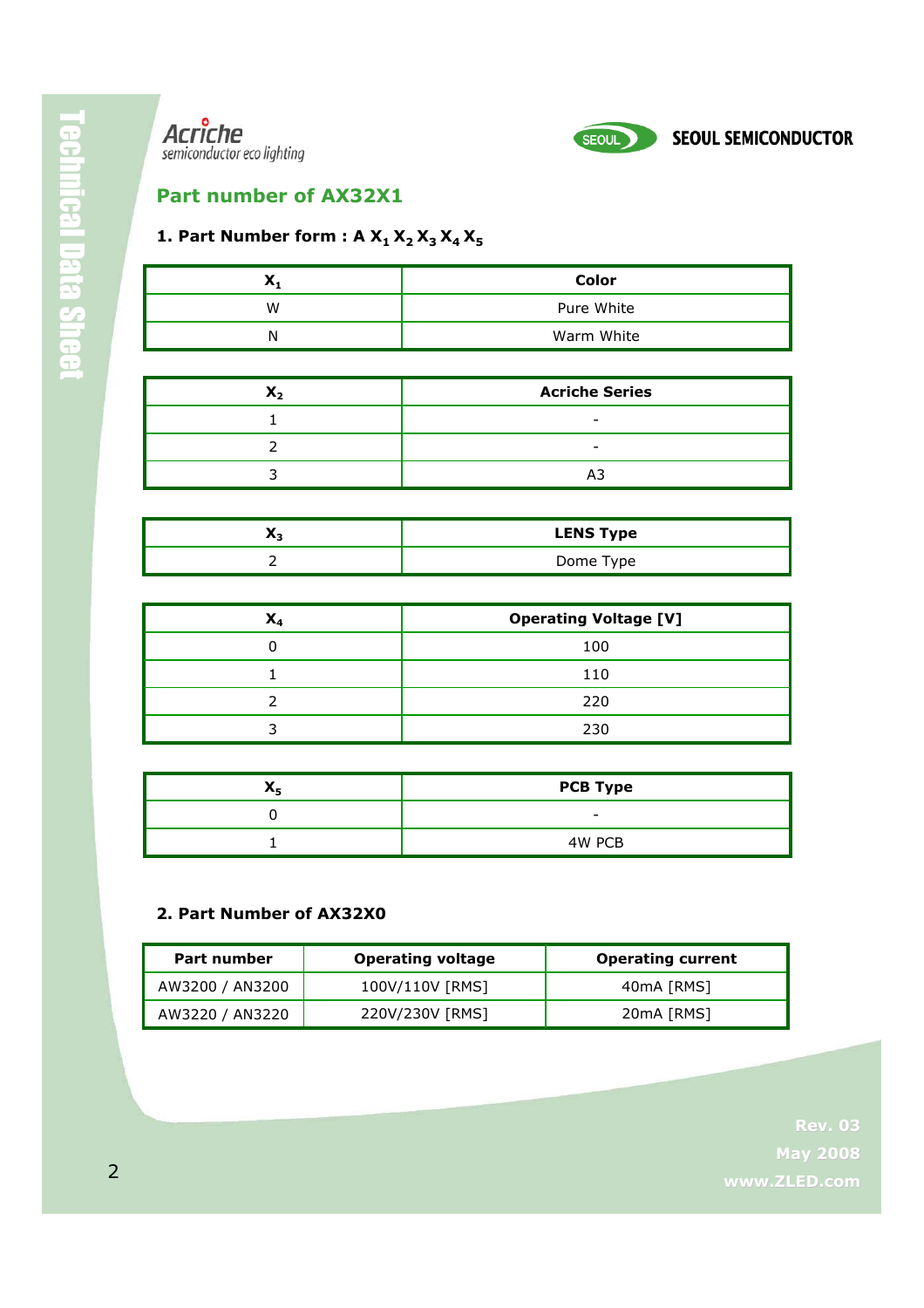## Part number of AX32X1

### 1. Part Number form : A $X_1$ $X_2$ $X_3$ $X_4$ $X_5$

| $X_1$ | Color |
|---|---|
| W | Pure White |
| N | Warm White |

| $X_2$ | Acriche Series |
|---|---|
| 1 | - |
| 2 | - |
| 3 | A3 |

| $X_3$ | LENS Type |
|---|---|
| 2 | Dome Type |

| $X_4$ | Operating Voltage [V] |
|---|---|
| 0 | 100 |
| 1 | 110 |
| 2 | 220 |
| 3 | 230 |

| $X_5$ | PCB Type |
|---|---|
| 0 | - |
| 1 | 4W PCB |

### 2. Part Number of AX32X0

| Part number | Operating voltage | Operating current |
|---|---|---|
| AW3200 / AN3200 | 100V/110V [RMS] | 40mA [RMS] |
| AW3220 / AN3220 | 220V/230V [RMS] | 20mA [RMS] |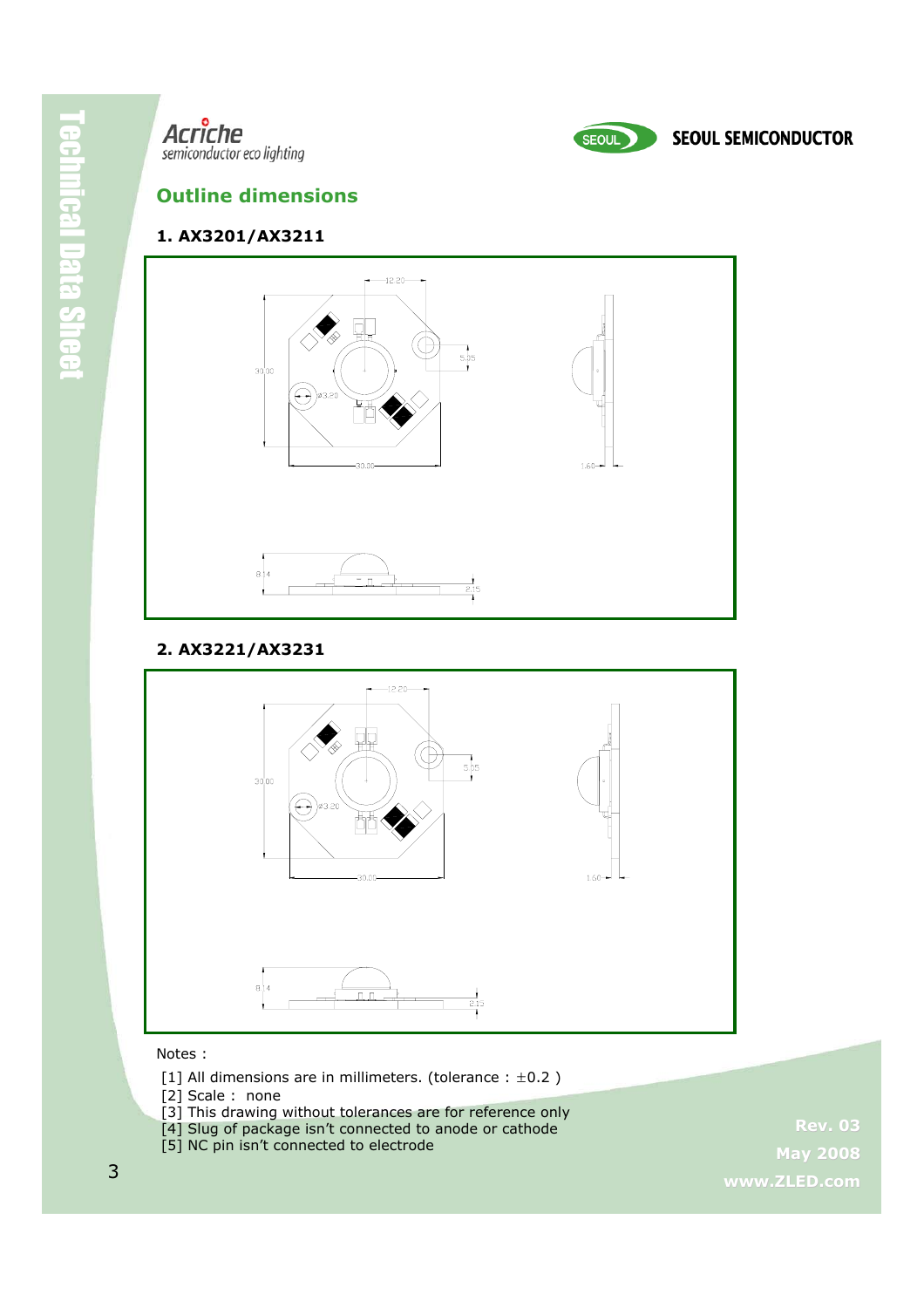## Outline dimensions

### 1. AX3201/AX3211

### 2. AX3221/AX3231

Notes :

[1] All dimensions are in millimeters. (tolerance : ±0.2 )
[2] Scale : none
[3] This drawing without tolerances are for reference only
[4] Slug of package isn't connected to anode or cathode
[5] NC pin isn't connected to electrode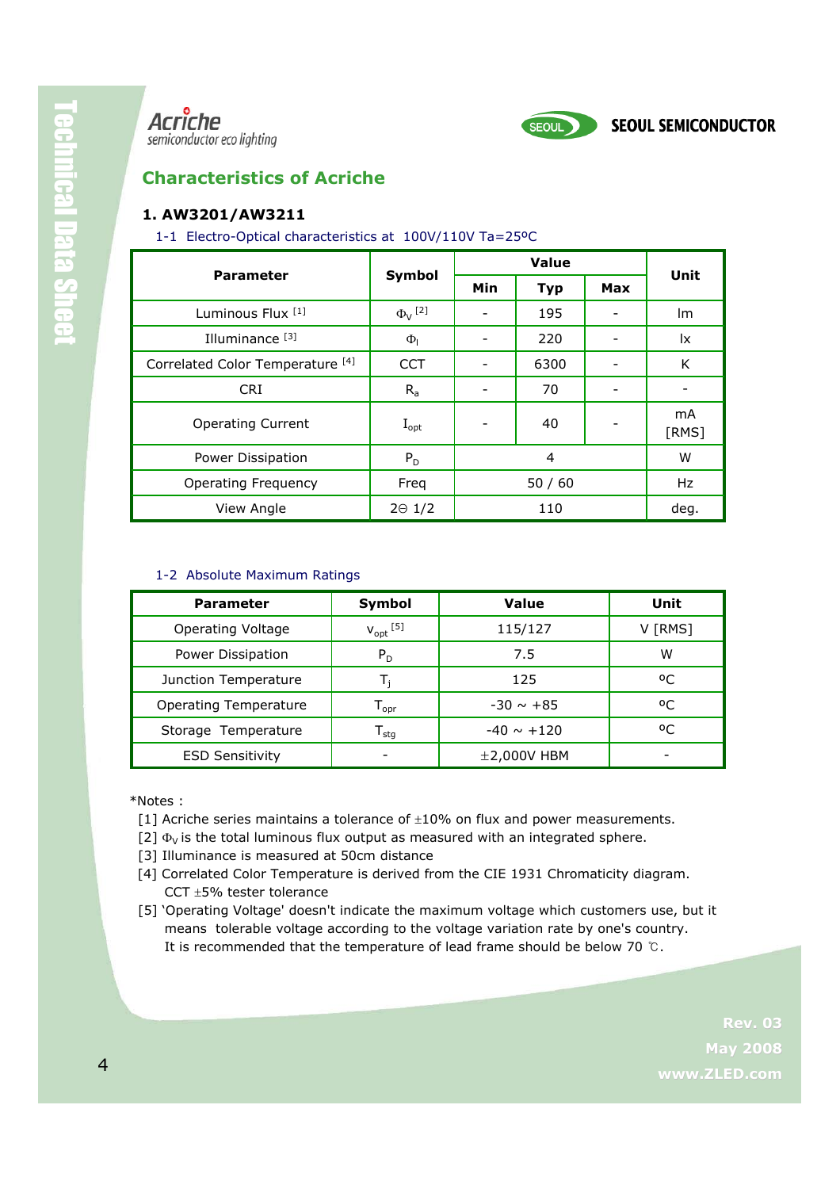## Characteristics of Acriche

### 1. AW3201/AW3211

1-1 Electro-Optical characteristics at 100V/110V Ta=25ºC

| Parameter | Symbol | Value | | | Unit |
|---|---|---|---|---|---|
| | | Min | Typ | Max | |
| Luminous Flux [1] | $\Phi_V$ [2] | - | 195 | - | lm |
| Illuminance [3] | $\Phi_l$ | - | 220 | - | lx |
| Correlated Color Temperature [4] | CCT | - | 6300 | - | K |
| CRI | $R_a$ | - | 70 | - | - |
| Operating Current | $I_{opt}$ | - | 40 | - | mA [RMS] |
| Power Dissipation | $P_D$ | 4 | | | W |
| Operating Frequency | Freq | 50 / 60 | | | Hz |
| View Angle | 2Θ 1/2 | 110 | | | deg. |

1-2 Absolute Maximum Ratings

| Parameter | Symbol | Value | Unit |
|---|---|---|---|
| Operating Voltage | $v_{opt}$ [5] | 115/127 | V [RMS] |
| Power Dissipation | $P_D$ | 7.5 | W |
| Junction Temperature | $T_j$ | 125 | ºC |
| Operating Temperature | $T_{opr}$ | -30 ~ +85 | ºC |
| Storage Temperature | $T_{stg}$ | -40 ~ +120 | ºC |
| ESD Sensitivity | - | ±2,000V HBM | - |

*Notes :

[1] Acriche series maintains a tolerance of ±10% on flux and power measurements.

[2] $\Phi_V$ is the total luminous flux output as measured with an integrated sphere.

[3] Illuminance is measured at 50cm distance

[4] Correlated Color Temperature is derived from the CIE 1931 Chromaticity diagram. CCT ±5% tester tolerance

[5] 'Operating Voltage' doesn't indicate the maximum voltage which customers use, but it means tolerable voltage according to the voltage variation rate by one's country. It is recommended that the temperature of lead frame should be below 70 ℃.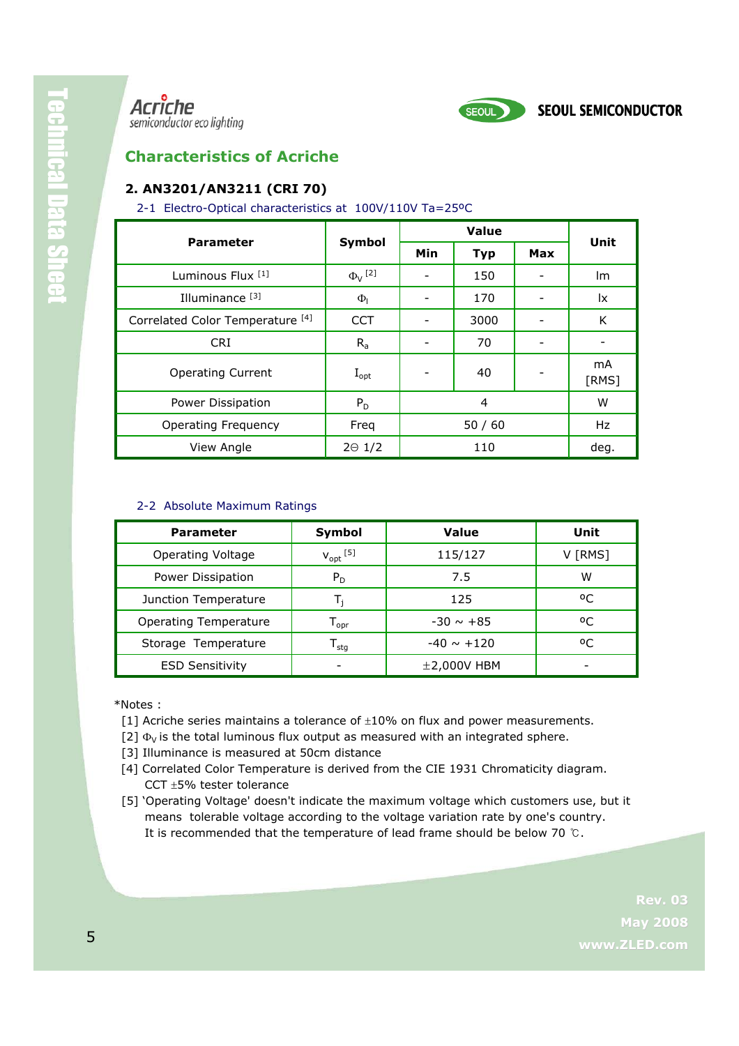## Characteristics of Acriche

### 2. AN3201/AN3211 (CRI 70)

2-1 Electro-Optical characteristics at 100V/110V Ta=25ºC

| Parameter | Symbol | Value | | | Unit |
|---|---|---|---|---|---|
| | | Min | Typ | Max | |
| Luminous Flux [1] | $\Phi_V$ [2] | - | 150 | - | lm |
| Illuminance [3] | $\Phi_I$ | - | 170 | - | lx |
| Correlated Color Temperature [4] | CCT | - | 3000 | - | K |
| CRI | $R_a$ | - | 70 | - | - |
| Operating Current | $I_{opt}$ | - | 40 | - | mA [RMS] |
| Power Dissipation | $P_D$ | 4 | | | W |
| Operating Frequency | Freq | 50 / 60 | | | Hz |
| View Angle | 2Θ 1/2 | 110 | | | deg. |

2-2 Absolute Maximum Ratings

| Parameter | Symbol | Value | Unit |
|---|---|---|---|
| Operating Voltage | $V_{opt}$ [5] | 115/127 | V [RMS] |
| Power Dissipation | $P_D$ | 7.5 | W |
| Junction Temperature | $T_j$ | 125 | ºC |
| Operating Temperature | $T_{opr}$ | -30 ~ +85 | ºC |
| Storage Temperature | $T_{stg}$ | -40 ~ +120 | ºC |
| ESD Sensitivity | - | ±2,000V HBM | - |

*Notes :

[1] Acriche series maintains a tolerance of ±10% on flux and power measurements.
[2] $\Phi_V$ is the total luminous flux output as measured with an integrated sphere.
[3] Illuminance is measured at 50cm distance
[4] Correlated Color Temperature is derived from the CIE 1931 Chromaticity diagram. CCT ±5% tester tolerance
[5] 'Operating Voltage' doesn't indicate the maximum voltage which customers use, but it means tolerable voltage according to the voltage variation rate by one's country. It is recommended that the temperature of lead frame should be below 70 ℃.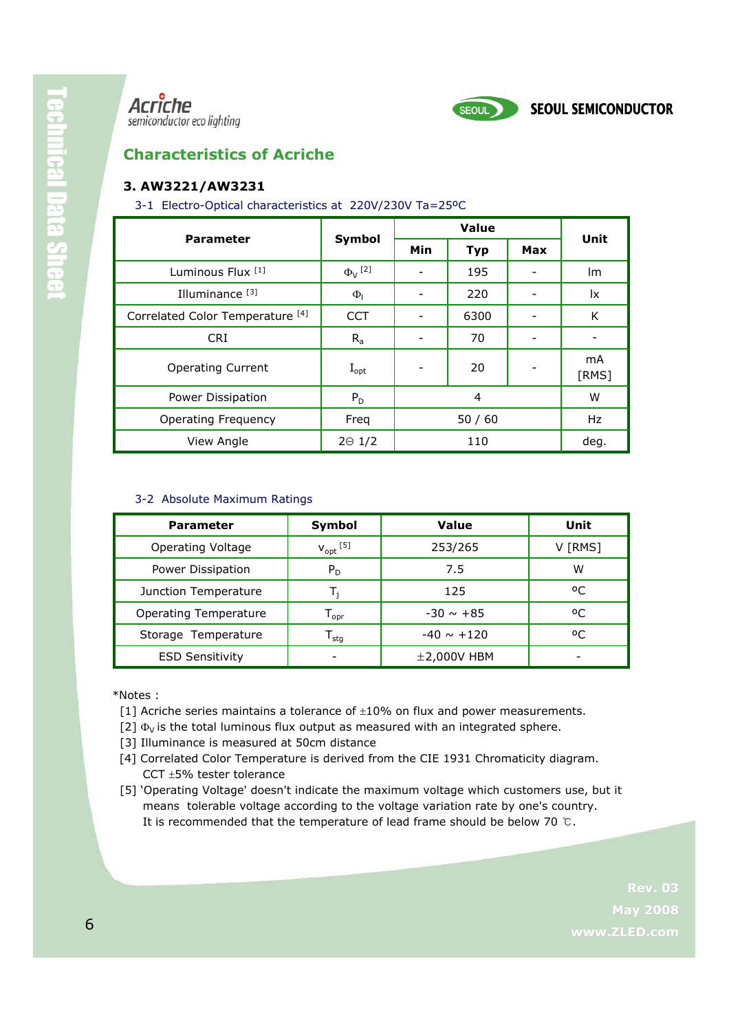## Characteristics of Acriche

### 3. AW3221/AW3231

3-1 Electro-Optical characteristics at 220V/230V Ta=25ºC

| Parameter | Symbol | Value | | | Unit |
|---|---|---|---|---|---|
| | | Min | Typ | Max | |
| Luminous Flux [1] | $\Phi_V$ [2] | - | 195 | - | lm |
| Illuminance [3] | $\Phi_l$ | - | 220 | - | lx |
| Correlated Color Temperature [4] | CCT | - | 6300 | - | K |
| CRI | $R_a$ | - | 70 | - | - |
| Operating Current | $I_{opt}$ | - | 20 | - | mA [RMS] |
| Power Dissipation | $P_D$ | 4 | | | W |
| Operating Frequency | Freq | 50 / 60 | | | Hz |
| View Angle | 2Θ 1/2 | 110 | | | deg. |

3-2 Absolute Maximum Ratings

| Parameter | Symbol | Value | Unit |
|---|---|---|---|
| Operating Voltage | $V_{opt}$ [5] | 253/265 | V [RMS] |
| Power Dissipation | $P_D$ | 7.5 | W |
| Junction Temperature | $T_j$ | 125 | ºC |
| Operating Temperature | $T_{opr}$ | -30 ~ +85 | ºC |
| Storage Temperature | $T_{stg}$ | -40 ~ +120 | ºC |
| ESD Sensitivity | - | ±2,000V HBM | - |

*Notes :

[1] Acriche series maintains a tolerance of ±10% on flux and power measurements.
[2] $\Phi_V$ is the total luminous flux output as measured with an integrated sphere.
[3] Illuminance is measured at 50cm distance
[4] Correlated Color Temperature is derived from the CIE 1931 Chromaticity diagram. CCT ±5% tester tolerance
[5] 'Operating Voltage' doesn't indicate the maximum voltage which customers use, but it means tolerable voltage according to the voltage variation rate by one's country. It is recommended that the temperature of lead frame should be below 70 ℃.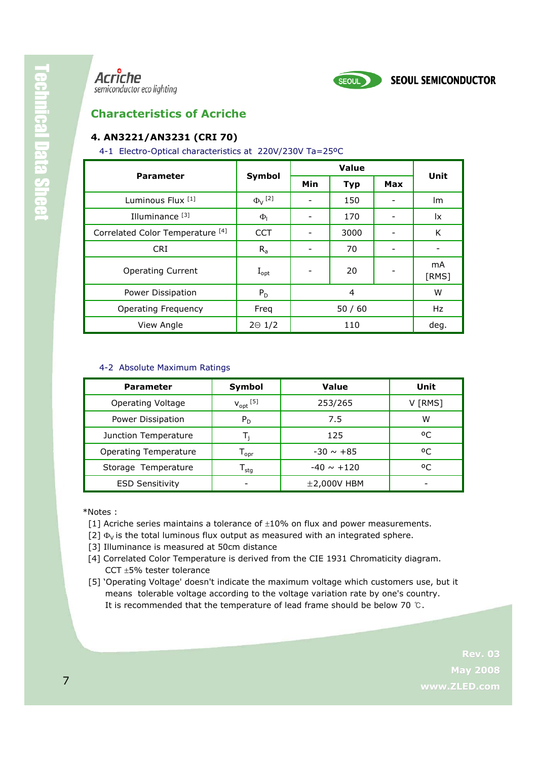## Characteristics of Acriche

### 4. AN3221/AN3231 (CRI 70)

4-1 Electro-Optical characteristics at 220V/230V Ta=25ºC

| Parameter | Symbol | Value | | | Unit |
|---|---|---|---|---|---|
| | | Min | Typ | Max | |
| Luminous Flux [1] | $\Phi_V$ [2] | - | 150 | - | lm |
| Illuminance [3] | $\Phi_l$ | - | 170 | - | lx |
| Correlated Color Temperature [4] | CCT | - | 3000 | - | K |
| CRI | $R_a$ | - | 70 | - | - |
| Operating Current | $I_{opt}$ | - | 20 | - | mA [RMS] |
| Power Dissipation | $P_D$ | 4 | | | W |
| Operating Frequency | Freq | 50 / 60 | | | Hz |
| View Angle | $2\Theta$ 1/2 | 110 | | | deg. |

4-2 Absolute Maximum Ratings

| Parameter | Symbol | Value | Unit |
|---|---|---|---|
| Operating Voltage | $v_{opt}$ [5] | 253/265 | V [RMS] |
| Power Dissipation | $P_D$ | 7.5 | W |
| Junction Temperature | $T_j$ | 125 | ºC |
| Operating Temperature | $T_{opr}$ | -30 ~ +85 | ºC |
| Storage Temperature | $T_{stg}$ | -40 ~ +120 | ºC |
| ESD Sensitivity | - | ±2,000V HBM | - |

*Notes :

[1] Acriche series maintains a tolerance of ±10% on flux and power measurements.
[2] $\Phi_V$ is the total luminous flux output as measured with an integrated sphere.
[3] Illuminance is measured at 50cm distance
[4] Correlated Color Temperature is derived from the CIE 1931 Chromaticity diagram.
CCT ±5% tester tolerance
[5] 'Operating Voltage' doesn't indicate the maximum voltage which customers use, but it means tolerable voltage according to the voltage variation rate by one's country.
It is recommended that the temperature of lead frame should be below 70 ℃.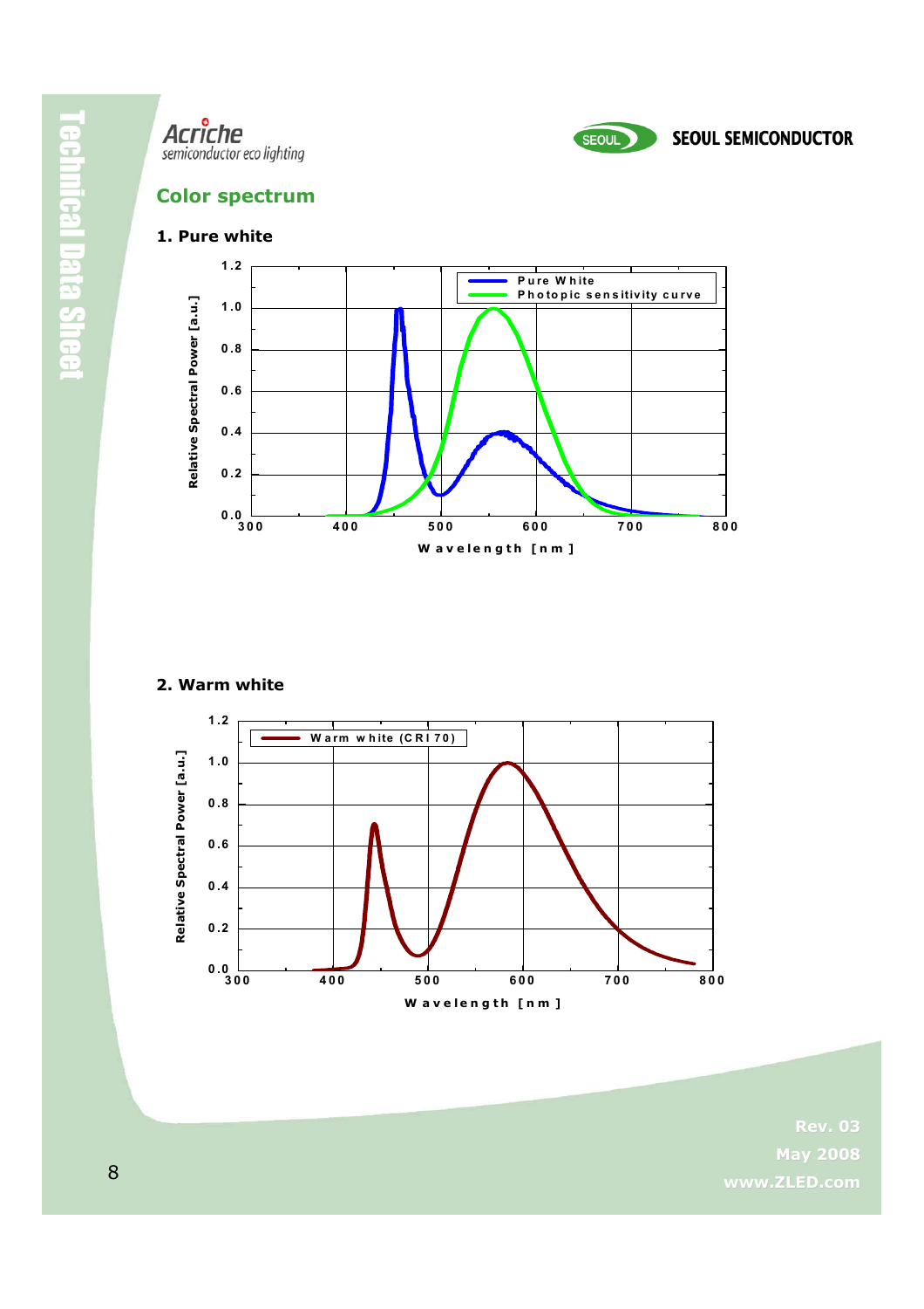## Color spectrum

### 1. Pure white

### 2. Warm white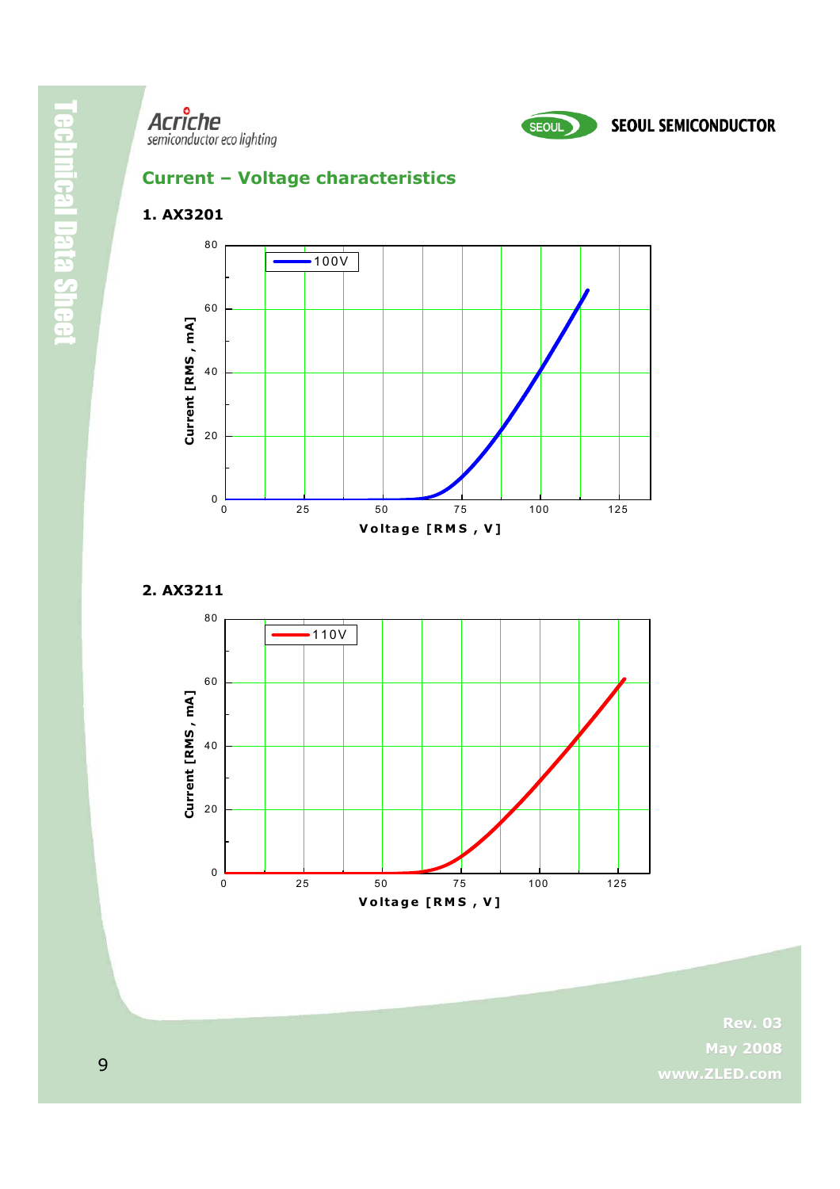## Current – Voltage characteristics

### 1. AX3201

### 2. AX3211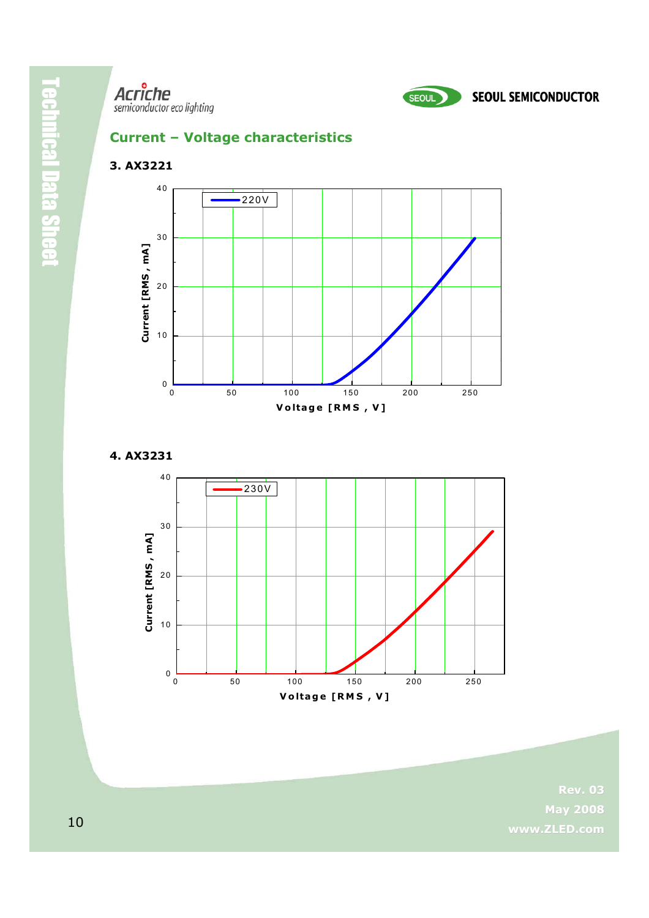## Current – Voltage characteristics

### 3. AX3221

| Legend |
|---|
| 220V |

Current [RMS, mA] vs. Voltage [RMS, V]

### 4. AX3231

| Legend |
|---|
| 230V |

Current [RMS, mA] vs. Voltage [RMS, V]

Rev. 03
May 2008
www.ZLED.com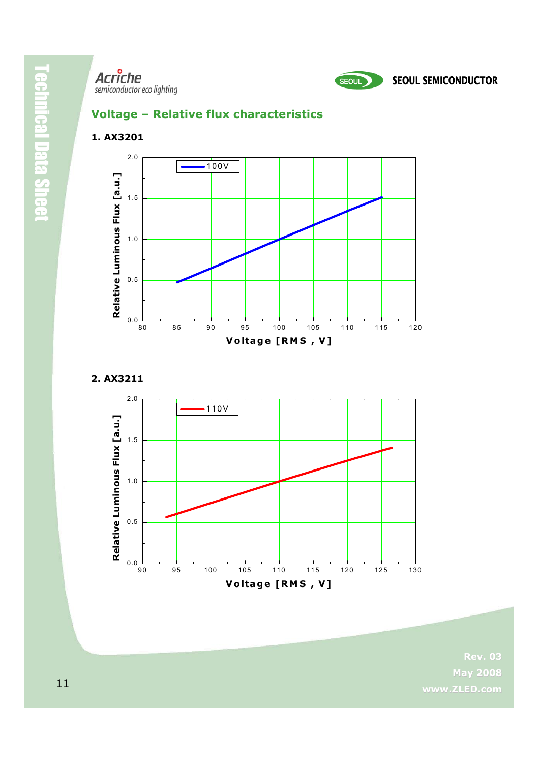## Voltage – Relative flux characteristics

### 1. AX3201

### 2. AX3211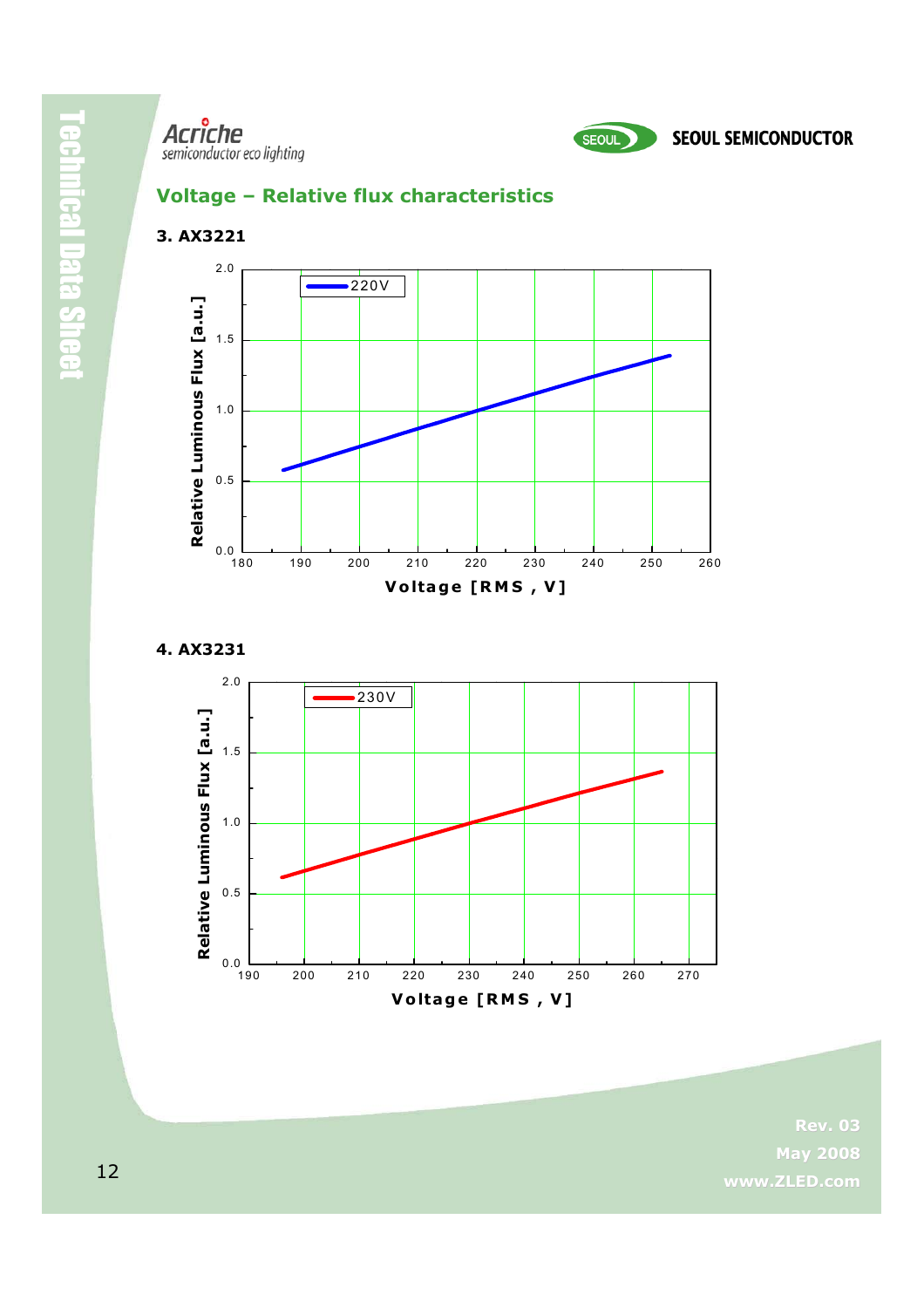## Voltage – Relative flux characteristics

### 3. AX3221

### 4. AX3231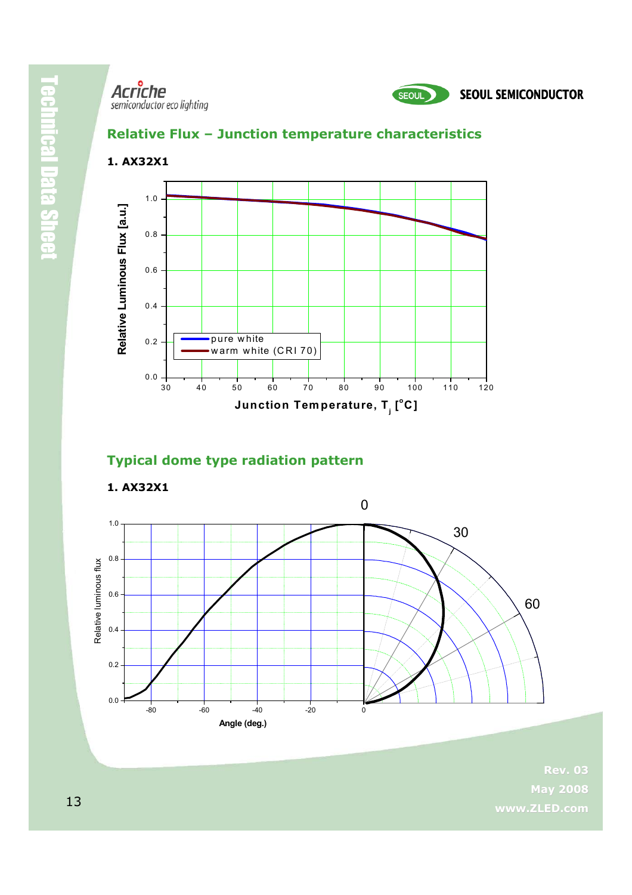## Relative Flux – Junction temperature characteristics

**1. AX32X1**

## Typical dome type radiation pattern

**1. AX32X1**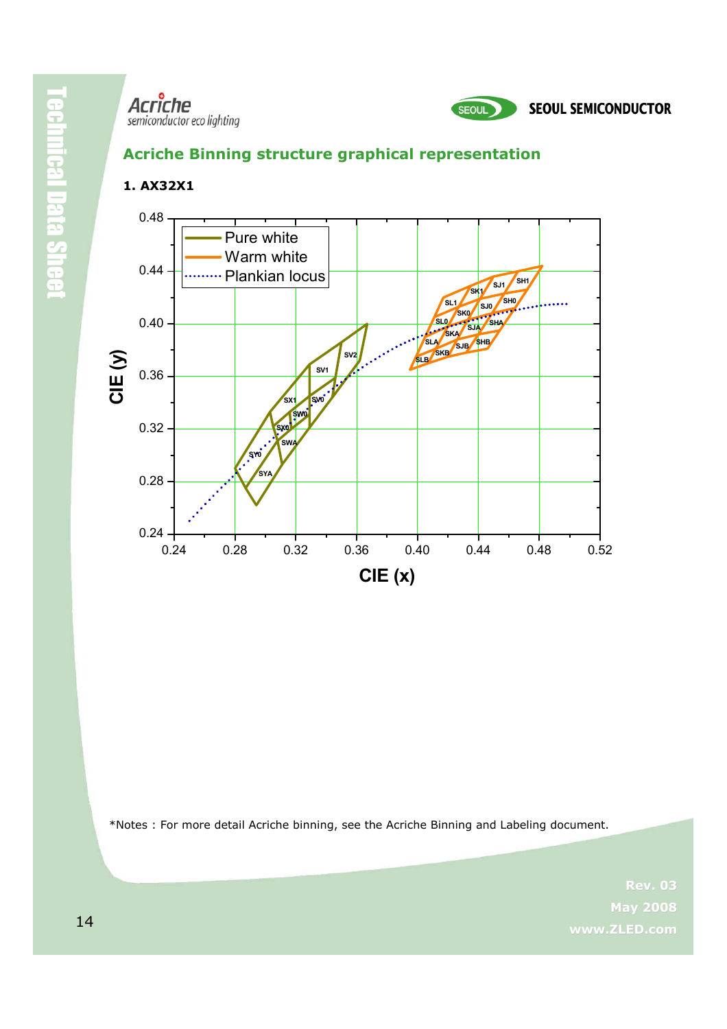## Acriche Binning structure graphical representation

### 1. AX32X1

Pure white
Warm white
Plankian locus

CIE (y)

CIE (x)

SH1, SJ1, SK1, SL1, SH0, SJ0, SK0, SL0, SHA, SJA, SKA, SLA, SHB, SJB, SKB, SLB

SV2, SV1, SV0, SW0, SX1, SX0, SWA, SY0, SYA

*Notes : For more detail Acriche binning, see the Acriche Binning and Labeling document.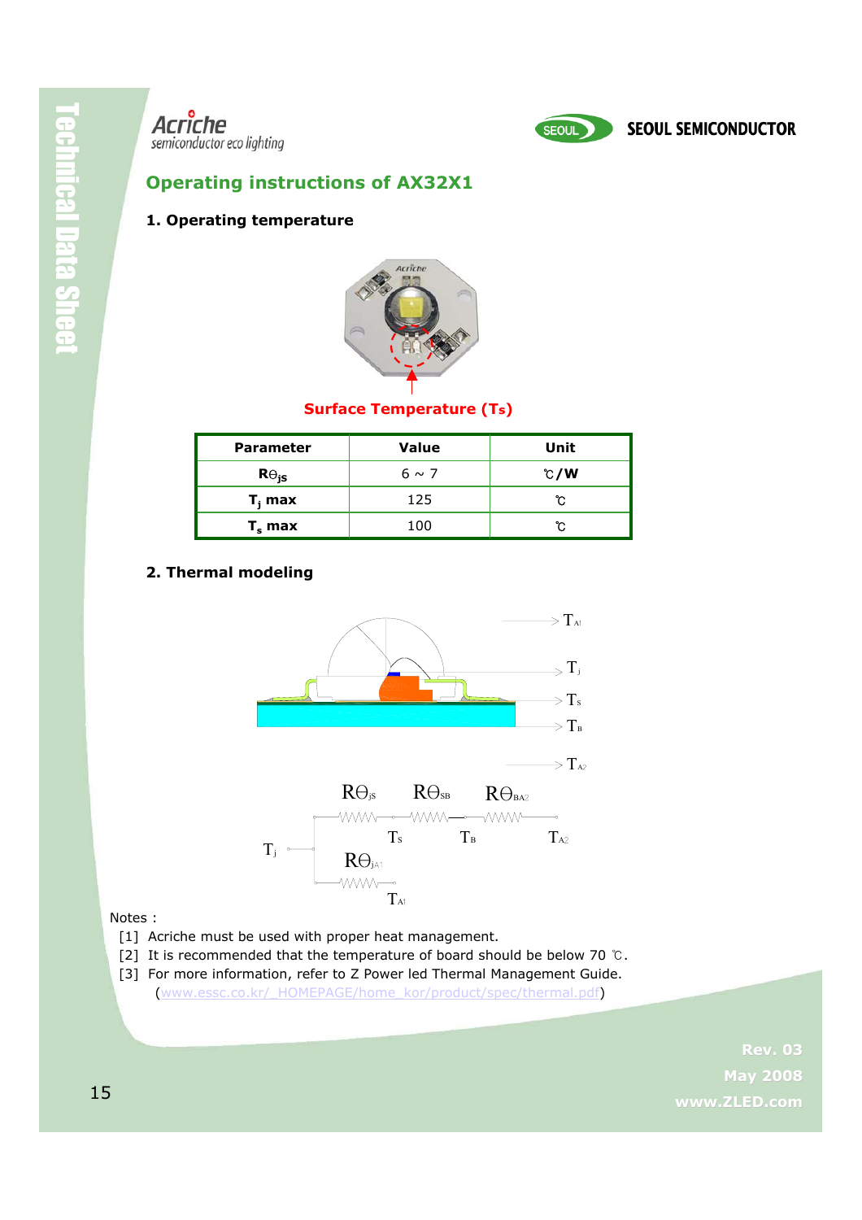## Operating instructions of AX32X1

### 1. Operating temperature

Surface Temperature (Ts)

| Parameter | Value | Unit |
|---|---|---|
| $R\Theta_{js}$ | 6 ~ 7 | ℃/W |
| $T_j$ max | 125 | ℃ |
| $T_s$ max | 100 | ℃ |

### 2. Thermal modeling

$T_{A1}$, $T_j$, $T_S$, $T_B$, $T_{A2}$

$R\Theta_{jS}$ — $R\Theta_{SB}$ — $R\Theta_{BA2}$

$T_j$ — $T_S$ — $T_B$ — $T_{A2}$

$R\Theta_{jA1}$ — $T_{A1}$

Notes :

[1] Acriche must be used with proper heat management.

[2] It is recommended that the temperature of board should be below 70 ℃.

[3] For more information, refer to Z Power led Thermal Management Guide. (www.essc.co.kr/_HOMEPAGE/home_kor/product/spec/thermal.pdf)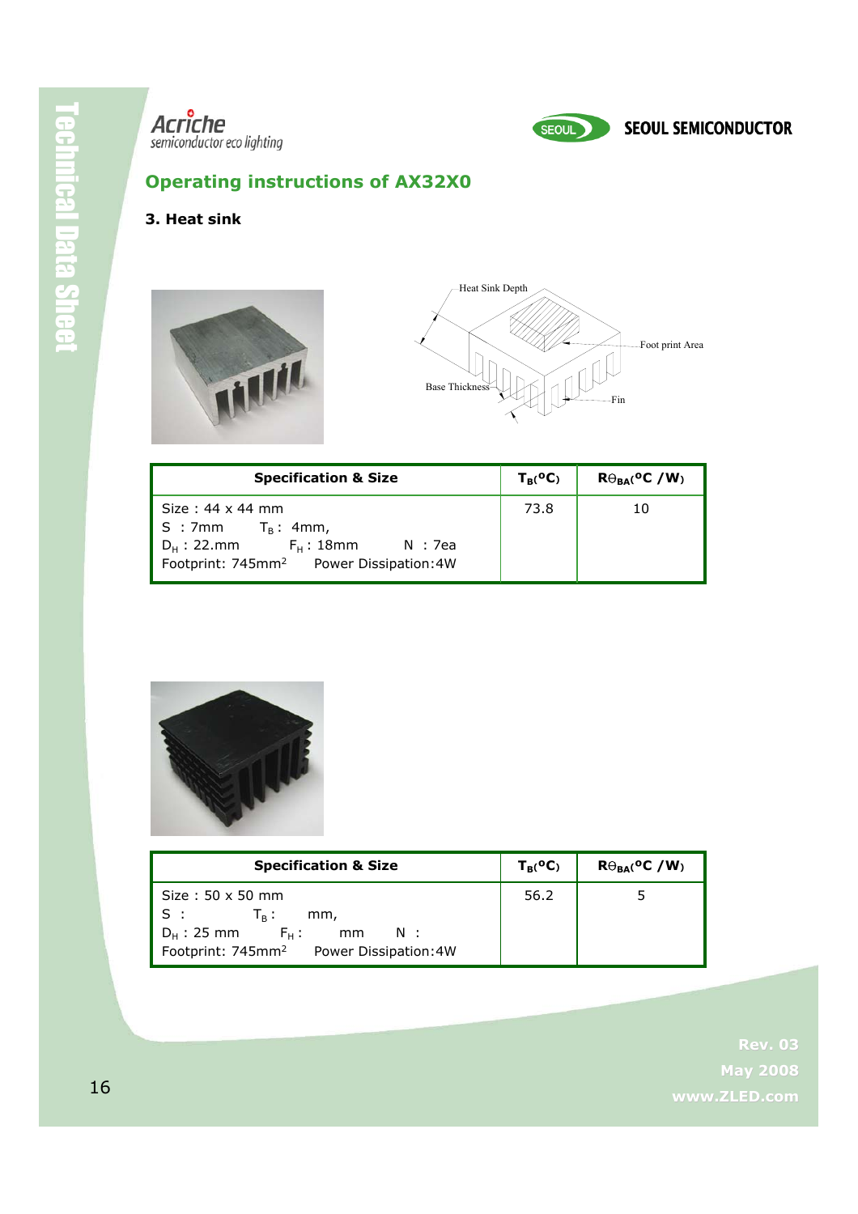## Operating instructions of AX32X0

### 3. Heat sink

| Specification & Size | $T_B$(°C) | $R\Theta_{BA}$(°C /W) |
|---|---|---|
| Size : 44 x 44 mm<br>S : 7mm  $T_B$ : 4mm,<br>$D_H$ : 22.mm  $F_H$ : 18mm  N : 7ea<br>Footprint: 745mm$^2$  Power Dissipation:4W | 73.8 | 10 |

| Specification & Size | $T_B$(°C) | $R\Theta_{BA}$(°C /W) |
|---|---|---|
| Size : 50 x 50 mm<br>S :  $T_B$ :  mm,<br>$D_H$ : 25 mm  $F_H$ :  mm  N :<br>Footprint: 745mm$^2$  Power Dissipation:4W | 56.2 | 5 |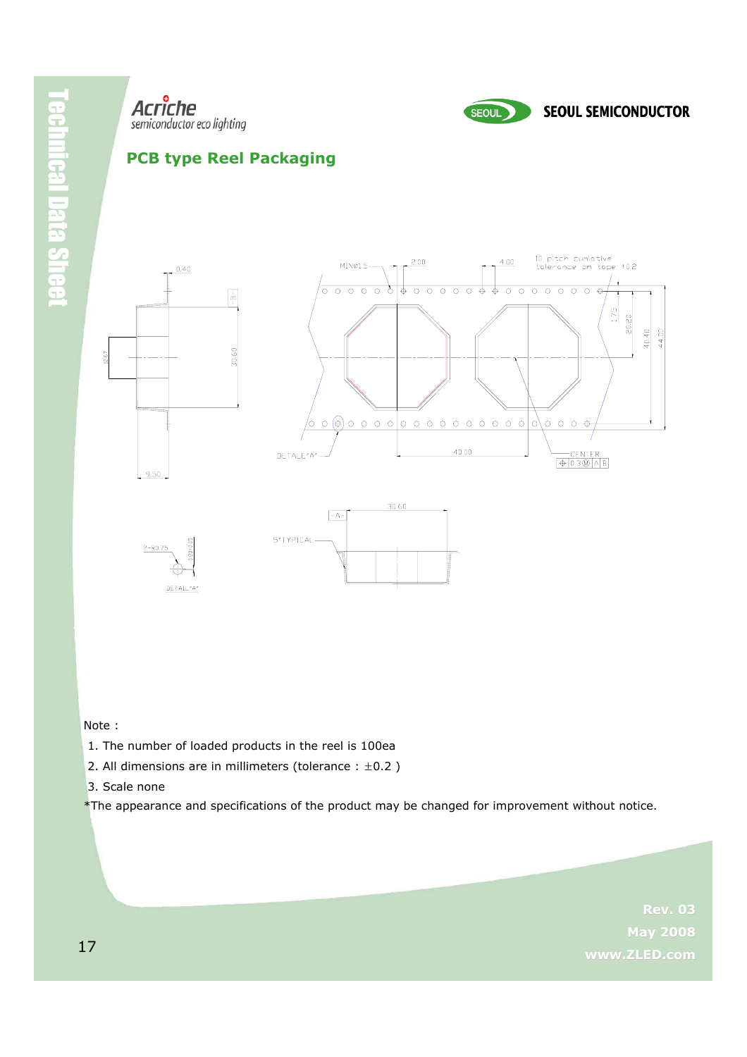## PCB type Reel Packaging

Note :

1. The number of loaded products in the reel is 100ea
2. All dimensions are in millimeters (tolerance : ±0.2 )
3. Scale none

*The appearance and specifications of the product may be changed for improvement without notice.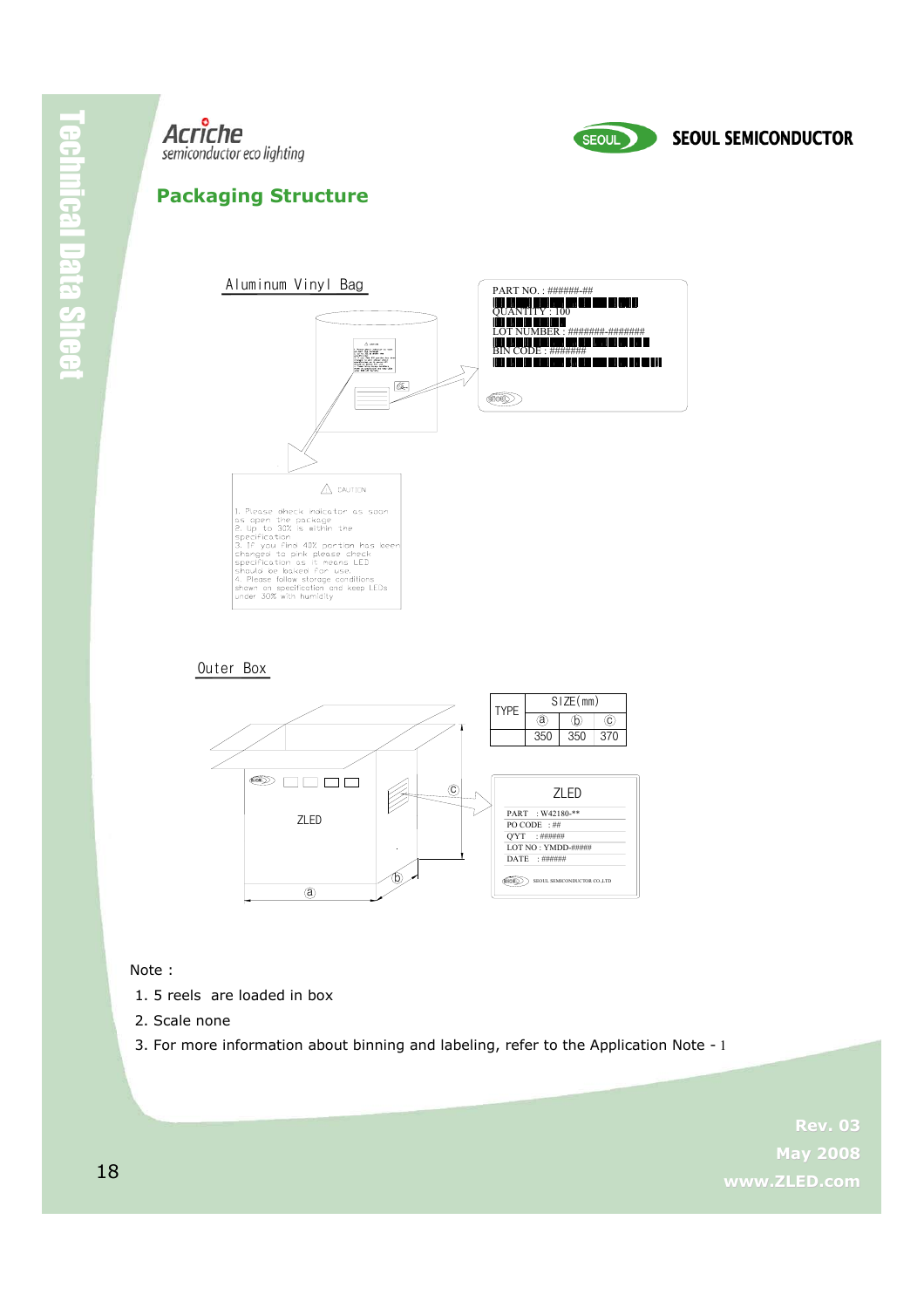## Packaging Structure

Aluminum Vinyl Bag

PART NO. : ######-##
QUANTITY : 100
LOT NUMBER : #######-#######
BIN CODE : #######

CAUTION

1. Please check indicator as soon as open the package
2. Up to 30% is within the specification
3. If you find 40% portion has been changed to pink please check specification as it means LED should be baked for use.
4. Please follow storage conditions shown on specification and keep LEDs under 30% with humidity

Outer Box

| TYPE | SIZE(mm) | | |
|---|---|---|---|
| | ⓐ | ⓑ | ⓒ |
| | 350 | 350 | 370 |

ZLED

PART : W42180-**
PO CODE : ##
Q'YT : ######
LOT NO : YMDD-#####
DATE : ######

SEOUL SEMICONDUCTOR CO.,LTD

Note :

1. 5 reels are loaded in box
2. Scale none
3. For more information about binning and labeling, refer to the Application Note - 1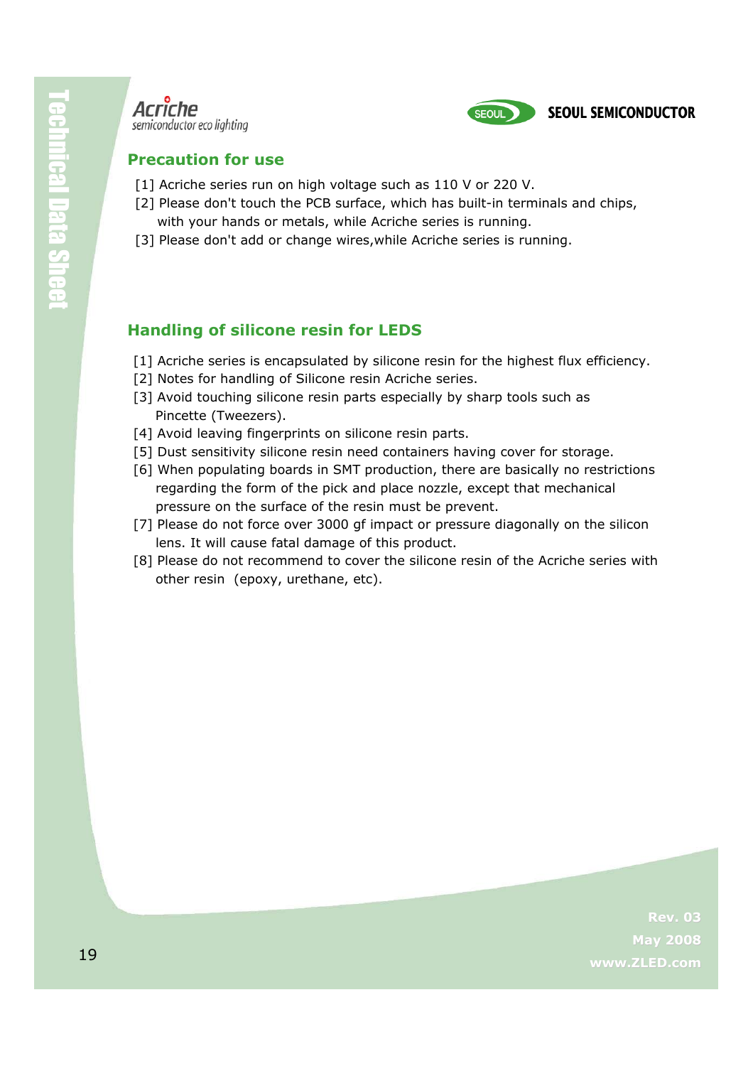## Precaution for use

[1] Acriche series run on high voltage such as 110 V or 220 V.
[2] Please don't touch the PCB surface, which has built-in terminals and chips, with your hands or metals, while Acriche series is running.
[3] Please don't add or change wires,while Acriche series is running.

## Handling of silicone resin for LEDS

[1] Acriche series is encapsulated by silicone resin for the highest flux efficiency.
[2] Notes for handling of Silicone resin Acriche series.
[3] Avoid touching silicone resin parts especially by sharp tools such as Pincette (Tweezers).
[4] Avoid leaving fingerprints on silicone resin parts.
[5] Dust sensitivity silicone resin need containers having cover for storage.
[6] When populating boards in SMT production, there are basically no restrictions regarding the form of the pick and place nozzle, except that mechanical pressure on the surface of the resin must be prevent.
[7] Please do not force over 3000 gf impact or pressure diagonally on the silicon lens. It will cause fatal damage of this product.
[8] Please do not recommend to cover the silicone resin of the Acriche series with other resin (epoxy, urethane, etc).